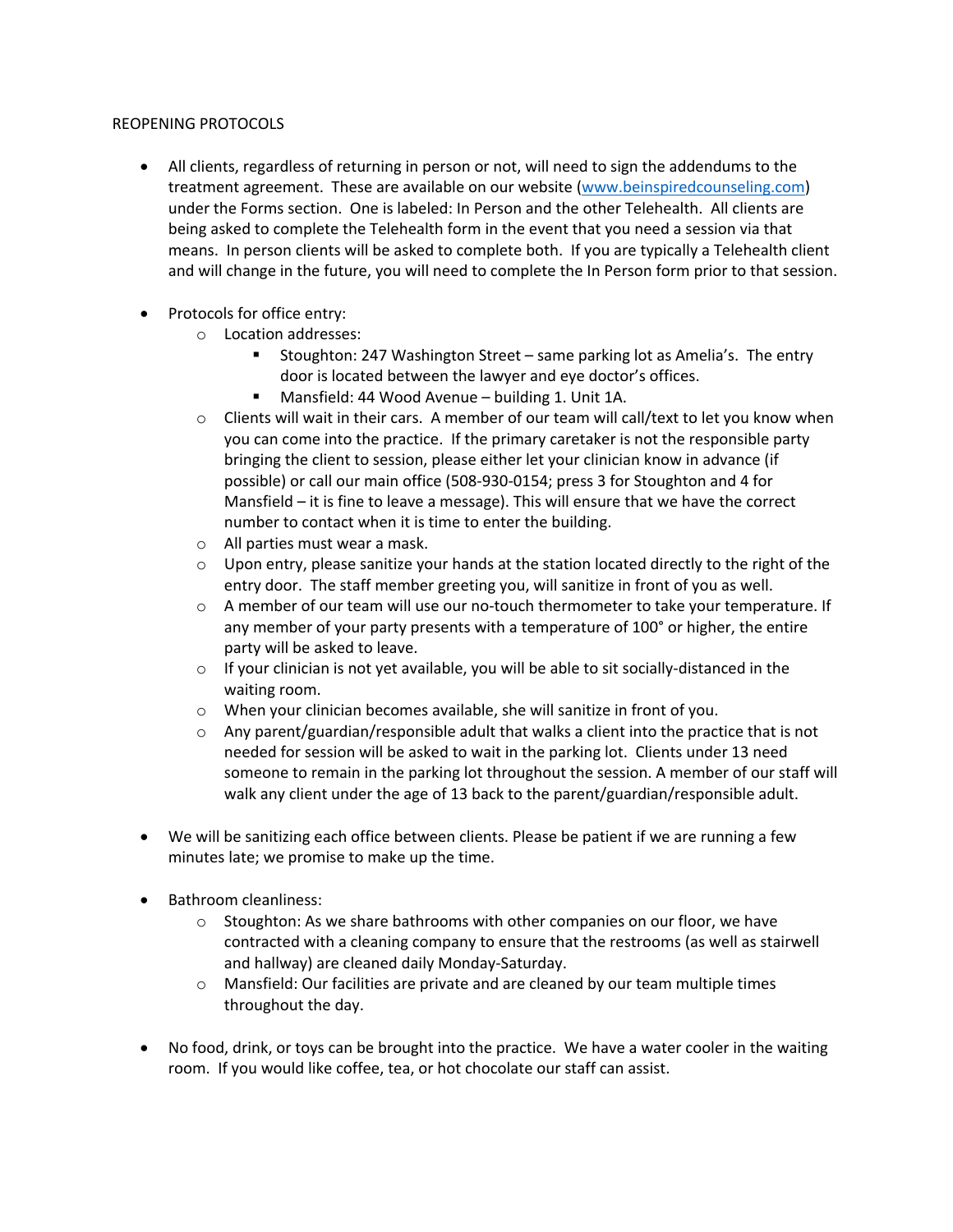REOPENING PROTOCOLS

- All clients, regardless of returning in person or not, will need to sign the addendums to the treatment agreement. These are available on our website ([www.beinspiredcounseling.com](http://www.beinspiredcounseling.com)) under the Forms section. One is labeled: In Person and the other Telehealth. All clients are being asked to complete the Telehealth form in the event that you need a session via that means. In person clients will be asked to complete both. If you are typically a Telehealth client and will change in the future, you will need to complete the In Person form prior to that session.

- Protocols for office entry:
  - Location addresses:
    - Stoughton: 247 Washington Street – same parking lot as Amelia's. The entry door is located between the lawyer and eye doctor's offices.
    - Mansfield: 44 Wood Avenue – building 1. Unit 1A.
  - Clients will wait in their cars. A member of our team will call/text to let you know when you can come into the practice. If the primary caretaker is not the responsible party bringing the client to session, please either let your clinician know in advance (if possible) or call our main office (508-930-0154; press 3 for Stoughton and 4 for Mansfield – it is fine to leave a message). This will ensure that we have the correct number to contact when it is time to enter the building.
  - All parties must wear a mask.
  - Upon entry, please sanitize your hands at the station located directly to the right of the entry door. The staff member greeting you, will sanitize in front of you as well.
  - A member of our team will use our no-touch thermometer to take your temperature. If any member of your party presents with a temperature of 100° or higher, the entire party will be asked to leave.
  - If your clinician is not yet available, you will be able to sit socially-distanced in the waiting room.
  - When your clinician becomes available, she will sanitize in front of you.
  - Any parent/guardian/responsible adult that walks a client into the practice that is not needed for session will be asked to wait in the parking lot. Clients under 13 need someone to remain in the parking lot throughout the session. A member of our staff will walk any client under the age of 13 back to the parent/guardian/responsible adult.

- We will be sanitizing each office between clients. Please be patient if we are running a few minutes late; we promise to make up the time.

- Bathroom cleanliness:
  - Stoughton: As we share bathrooms with other companies on our floor, we have contracted with a cleaning company to ensure that the restrooms (as well as stairwell and hallway) are cleaned daily Monday-Saturday.
  - Mansfield: Our facilities are private and are cleaned by our team multiple times throughout the day.

- No food, drink, or toys can be brought into the practice. We have a water cooler in the waiting room. If you would like coffee, tea, or hot chocolate our staff can assist.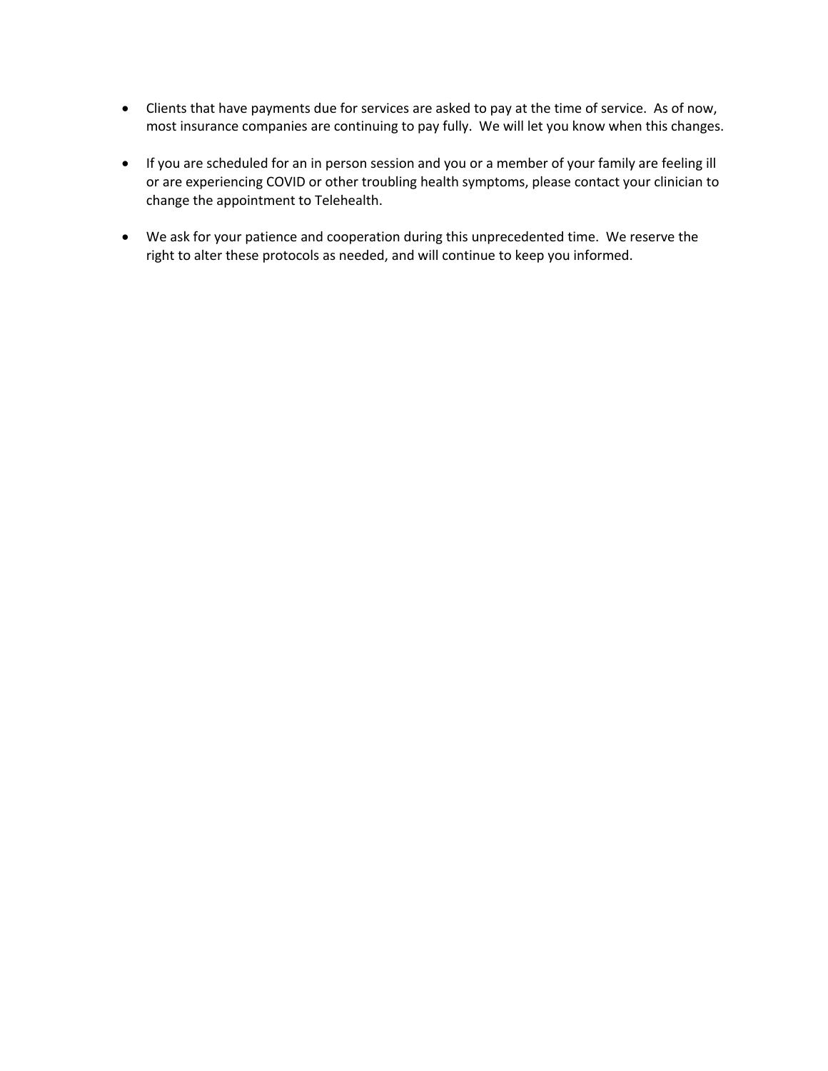- Clients that have payments due for services are asked to pay at the time of service. As of now, most insurance companies are continuing to pay fully. We will let you know when this changes.

- If you are scheduled for an in person session and you or a member of your family are feeling ill or are experiencing COVID or other troubling health symptoms, please contact your clinician to change the appointment to Telehealth.

- We ask for your patience and cooperation during this unprecedented time. We reserve the right to alter these protocols as needed, and will continue to keep you informed.